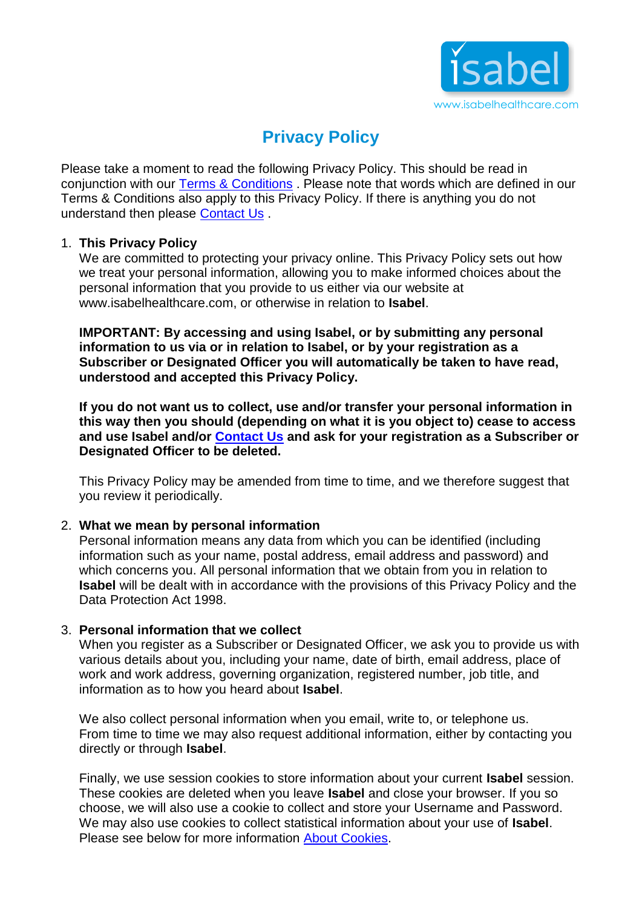isabel
www.isabelhealthcare.com

# Privacy Policy

Please take a moment to read the following Privacy Policy. This should be read in conjunction with our Terms & Conditions . Please note that words which are defined in our Terms & Conditions also apply to this Privacy Policy. If there is anything you do not understand then please Contact Us .

1. **This Privacy Policy**

   We are committed to protecting your privacy online. This Privacy Policy sets out how we treat your personal information, allowing you to make informed choices about the personal information that you provide to us either via our website at www.isabelhealthcare.com, or otherwise in relation to **Isabel**.

   **IMPORTANT: By accessing and using Isabel, or by submitting any personal information to us via or in relation to Isabel, or by your registration as a Subscriber or Designated Officer you will automatically be taken to have read, understood and accepted this Privacy Policy.**

   **If you do not want us to collect, use and/or transfer your personal information in this way then you should (depending on what it is you object to) cease to access and use Isabel and/or Contact Us and ask for your registration as a Subscriber or Designated Officer to be deleted.**

   This Privacy Policy may be amended from time to time, and we therefore suggest that you review it periodically.

2. **What we mean by personal information**

   Personal information means any data from which you can be identified (including information such as your name, postal address, email address and password) and which concerns you. All personal information that we obtain from you in relation to **Isabel** will be dealt with in accordance with the provisions of this Privacy Policy and the Data Protection Act 1998.

3. **Personal information that we collect**

   When you register as a Subscriber or Designated Officer, we ask you to provide us with various details about you, including your name, date of birth, email address, place of work and work address, governing organization, registered number, job title, and information as to how you heard about **Isabel**.

   We also collect personal information when you email, write to, or telephone us. From time to time we may also request additional information, either by contacting you directly or through **Isabel**.

   Finally, we use session cookies to store information about your current **Isabel** session. These cookies are deleted when you leave **Isabel** and close your browser. If you so choose, we will also use a cookie to collect and store your Username and Password. We may also use cookies to collect statistical information about your use of **Isabel**. Please see below for more information About Cookies.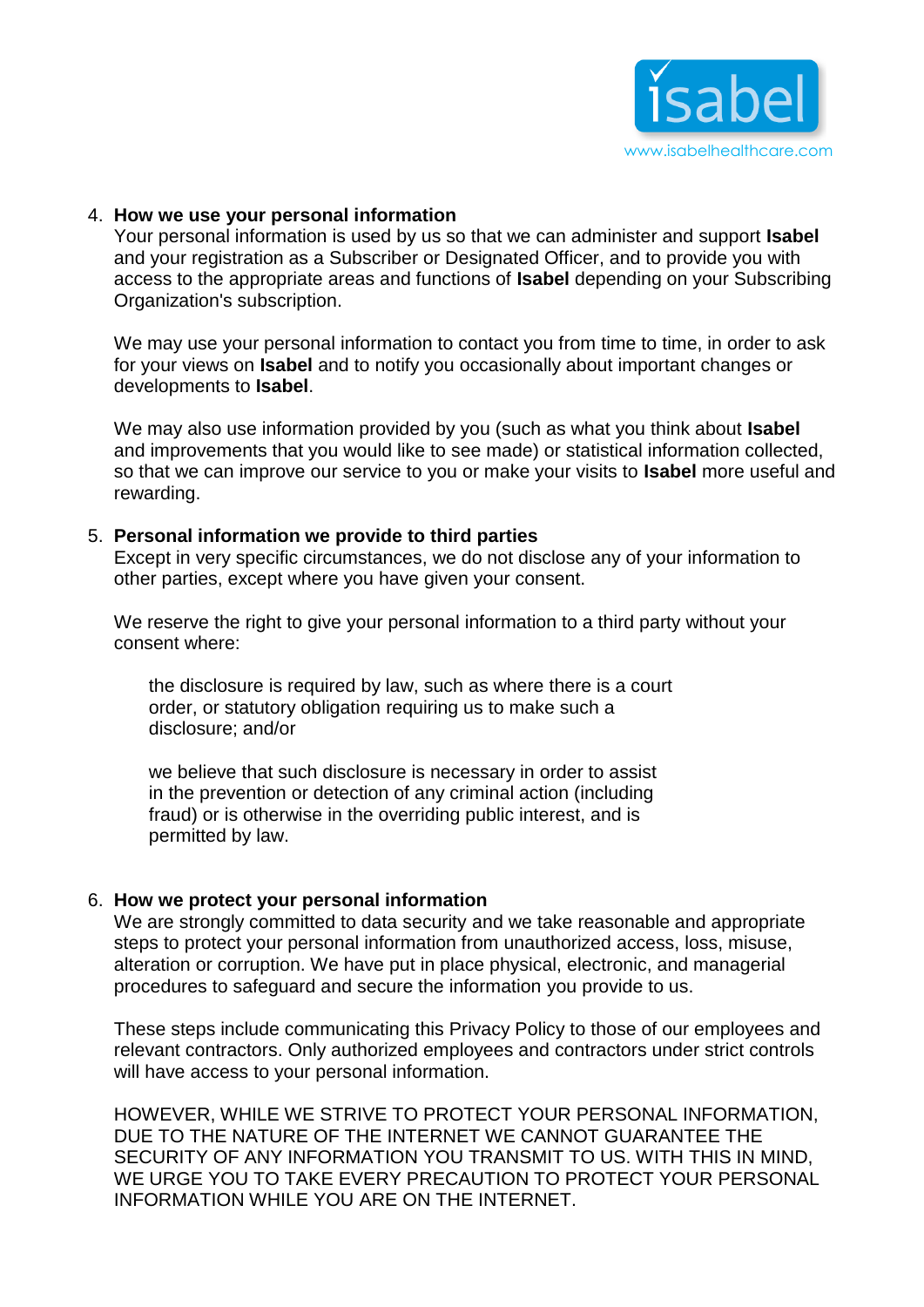4. **How we use your personal information**
   Your personal information is used by us so that we can administer and support **Isabel** and your registration as a Subscriber or Designated Officer, and to provide you with access to the appropriate areas and functions of **Isabel** depending on your Subscribing Organization's subscription.

   We may use your personal information to contact you from time to time, in order to ask for your views on **Isabel** and to notify you occasionally about important changes or developments to **Isabel**.

   We may also use information provided by you (such as what you think about **Isabel** and improvements that you would like to see made) or statistical information collected, so that we can improve our service to you or make your visits to **Isabel** more useful and rewarding.

5. **Personal information we provide to third parties**
   Except in very specific circumstances, we do not disclose any of your information to other parties, except where you have given your consent.

   We reserve the right to give your personal information to a third party without your consent where:

   > the disclosure is required by law, such as where there is a court order, or statutory obligation requiring us to make such a disclosure; and/or
   >
   > we believe that such disclosure is necessary in order to assist in the prevention or detection of any criminal action (including fraud) or is otherwise in the overriding public interest, and is permitted by law.

6. **How we protect your personal information**
   We are strongly committed to data security and we take reasonable and appropriate steps to protect your personal information from unauthorized access, loss, misuse, alteration or corruption. We have put in place physical, electronic, and managerial procedures to safeguard and secure the information you provide to us.

   These steps include communicating this Privacy Policy to those of our employees and relevant contractors. Only authorized employees and contractors under strict controls will have access to your personal information.

   HOWEVER, WHILE WE STRIVE TO PROTECT YOUR PERSONAL INFORMATION, DUE TO THE NATURE OF THE INTERNET WE CANNOT GUARANTEE THE SECURITY OF ANY INFORMATION YOU TRANSMIT TO US. WITH THIS IN MIND, WE URGE YOU TO TAKE EVERY PRECAUTION TO PROTECT YOUR PERSONAL INFORMATION WHILE YOU ARE ON THE INTERNET.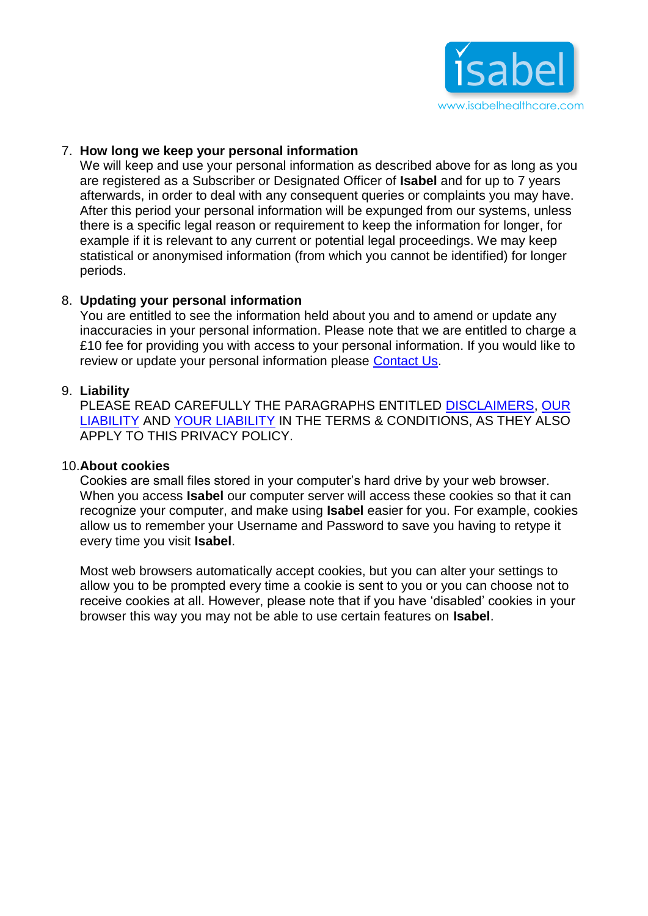7. **How long we keep your personal information**
   We will keep and use your personal information as described above for as long as you are registered as a Subscriber or Designated Officer of **Isabel** and for up to 7 years afterwards, in order to deal with any consequent queries or complaints you may have. After this period your personal information will be expunged from our systems, unless there is a specific legal reason or requirement to keep the information for longer, for example if it is relevant to any current or potential legal proceedings. We may keep statistical or anonymised information (from which you cannot be identified) for longer periods.

8. **Updating your personal information**
   You are entitled to see the information held about you and to amend or update any inaccuracies in your personal information. Please note that we are entitled to charge a £10 fee for providing you with access to your personal information. If you would like to review or update your personal information please Contact Us.

9. **Liability**
   PLEASE READ CAREFULLY THE PARAGRAPHS ENTITLED DISCLAIMERS, OUR LIABILITY AND YOUR LIABILITY IN THE TERMS & CONDITIONS, AS THEY ALSO APPLY TO THIS PRIVACY POLICY.

10. **About cookies**
    Cookies are small files stored in your computer's hard drive by your web browser. When you access **Isabel** our computer server will access these cookies so that it can recognize your computer, and make using **Isabel** easier for you. For example, cookies allow us to remember your Username and Password to save you having to retype it every time you visit **Isabel**.

    Most web browsers automatically accept cookies, but you can alter your settings to allow you to be prompted every time a cookie is sent to you or you can choose not to receive cookies at all. However, please note that if you have 'disabled' cookies in your browser this way you may not be able to use certain features on **Isabel**.